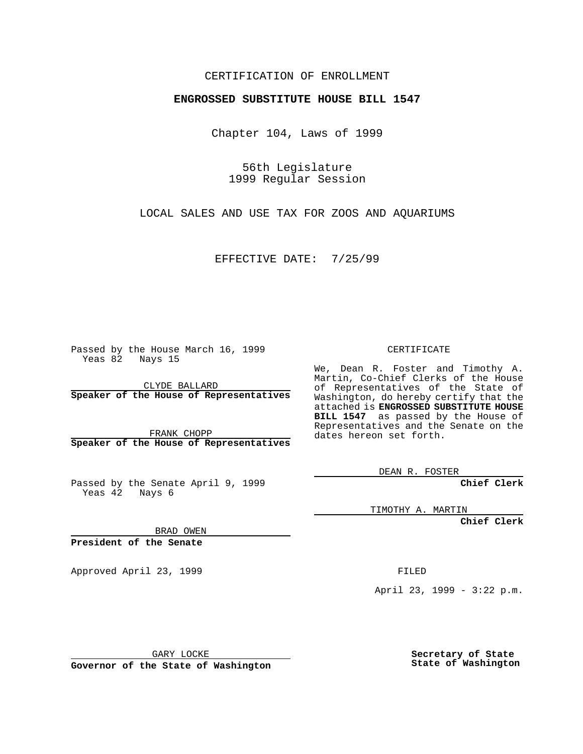CERTIFICATION OF ENROLLMENT

**ENGROSSED SUBSTITUTE HOUSE BILL 1547**

Chapter 104, Laws of 1999

56th Legislature
1999 Regular Session

LOCAL SALES AND USE TAX FOR ZOOS AND AQUARIUMS

EFFECTIVE DATE: 7/25/99

Passed by the House March 16, 1999
Yeas 82 Nays 15

CLYDE BALLARD
**Speaker of the House of Representatives**

FRANK CHOPP
**Speaker of the House of Representatives**

Passed by the Senate April 9, 1999
Yeas 42 Nays 6

BRAD OWEN
**President of the Senate**

Approved April 23, 1999

GARY LOCKE
**Governor of the State of Washington**

CERTIFICATE

We, Dean R. Foster and Timothy A. Martin, Co-Chief Clerks of the House of Representatives of the State of Washington, do hereby certify that the attached is **ENGROSSED SUBSTITUTE HOUSE BILL 1547** as passed by the House of Representatives and the Senate on the dates hereon set forth.

DEAN R. FOSTER
**Chief Clerk**

TIMOTHY A. MARTIN
**Chief Clerk**

FILED

April 23, 1999 - 3:22 p.m.

**Secretary of State**
**State of Washington**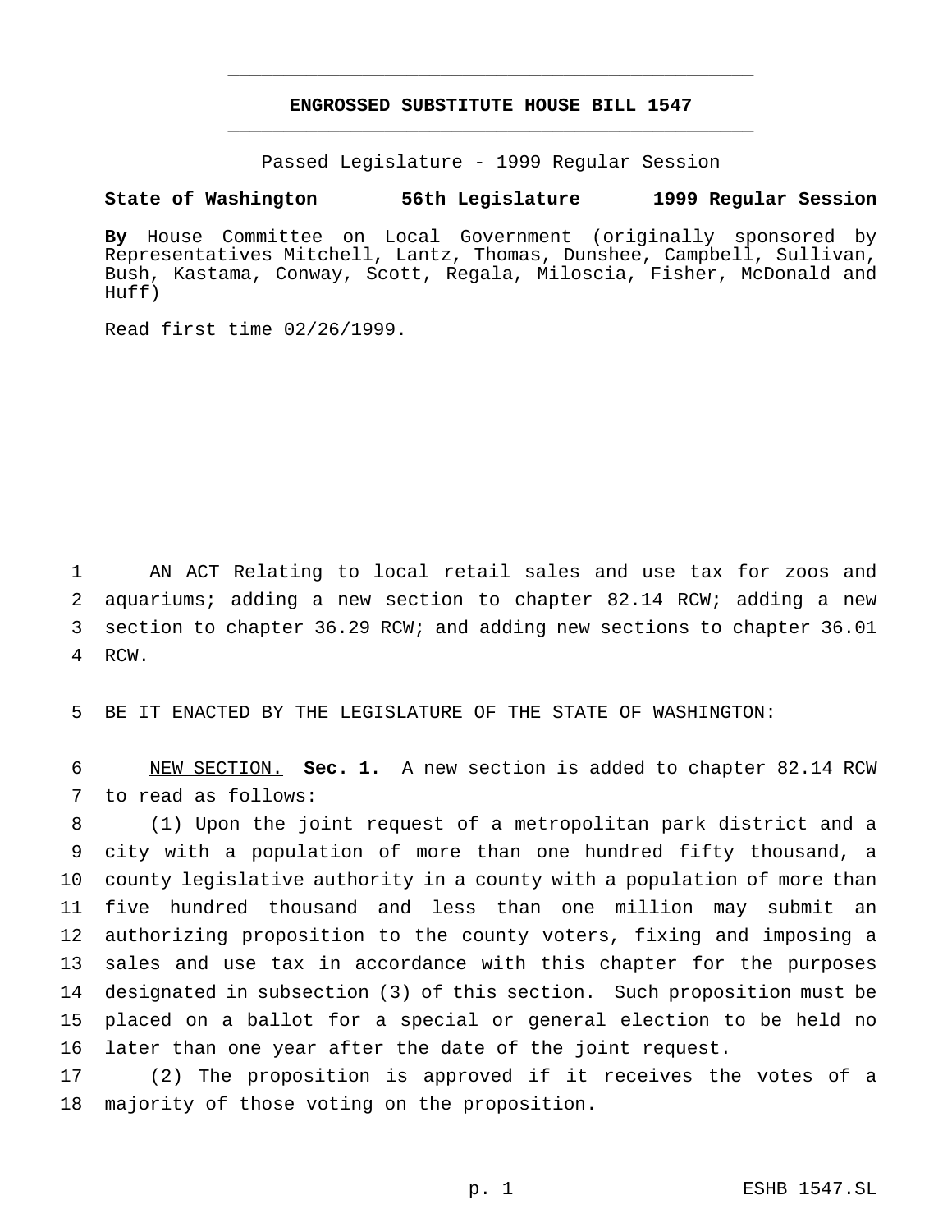# ENGROSSED SUBSTITUTE HOUSE BILL 1547

Passed Legislature - 1999 Regular Session

**State of Washington 56th Legislature 1999 Regular Session**

**By** House Committee on Local Government (originally sponsored by Representatives Mitchell, Lantz, Thomas, Dunshee, Campbell, Sullivan, Bush, Kastama, Conway, Scott, Regala, Miloscia, Fisher, McDonald and Huff)

Read first time 02/26/1999.

AN ACT Relating to local retail sales and use tax for zoos and aquariums; adding a new section to chapter 82.14 RCW; adding a new section to chapter 36.29 RCW; and adding new sections to chapter 36.01 RCW.

BE IT ENACTED BY THE LEGISLATURE OF THE STATE OF WASHINGTON:

NEW SECTION. **Sec. 1.** A new section is added to chapter 82.14 RCW to read as follows:

(1) Upon the joint request of a metropolitan park district and a city with a population of more than one hundred fifty thousand, a county legislative authority in a county with a population of more than five hundred thousand and less than one million may submit an authorizing proposition to the county voters, fixing and imposing a sales and use tax in accordance with this chapter for the purposes designated in subsection (3) of this section. Such proposition must be placed on a ballot for a special or general election to be held no later than one year after the date of the joint request.

(2) The proposition is approved if it receives the votes of a majority of those voting on the proposition.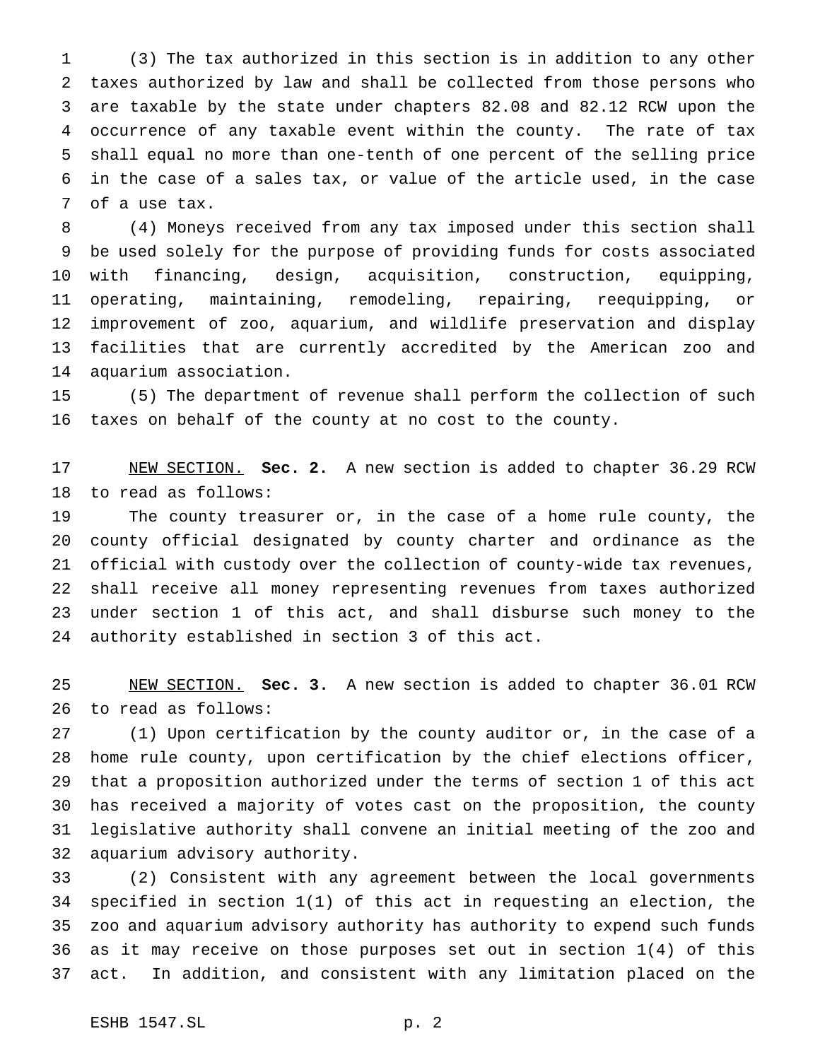(3) The tax authorized in this section is in addition to any other taxes authorized by law and shall be collected from those persons who are taxable by the state under chapters 82.08 and 82.12 RCW upon the occurrence of any taxable event within the county. The rate of tax shall equal no more than one-tenth of one percent of the selling price in the case of a sales tax, or value of the article used, in the case of a use tax.

(4) Moneys received from any tax imposed under this section shall be used solely for the purpose of providing funds for costs associated with financing, design, acquisition, construction, equipping, operating, maintaining, remodeling, repairing, reequipping, or improvement of zoo, aquarium, and wildlife preservation and display facilities that are currently accredited by the American zoo and aquarium association.

(5) The department of revenue shall perform the collection of such taxes on behalf of the county at no cost to the county.

NEW SECTION. **Sec. 2.** A new section is added to chapter 36.29 RCW to read as follows:

The county treasurer or, in the case of a home rule county, the county official designated by county charter and ordinance as the official with custody over the collection of county-wide tax revenues, shall receive all money representing revenues from taxes authorized under section 1 of this act, and shall disburse such money to the authority established in section 3 of this act.

NEW SECTION. **Sec. 3.** A new section is added to chapter 36.01 RCW to read as follows:

(1) Upon certification by the county auditor or, in the case of a home rule county, upon certification by the chief elections officer, that a proposition authorized under the terms of section 1 of this act has received a majority of votes cast on the proposition, the county legislative authority shall convene an initial meeting of the zoo and aquarium advisory authority.

(2) Consistent with any agreement between the local governments specified in section 1(1) of this act in requesting an election, the zoo and aquarium advisory authority has authority to expend such funds as it may receive on those purposes set out in section 1(4) of this act. In addition, and consistent with any limitation placed on the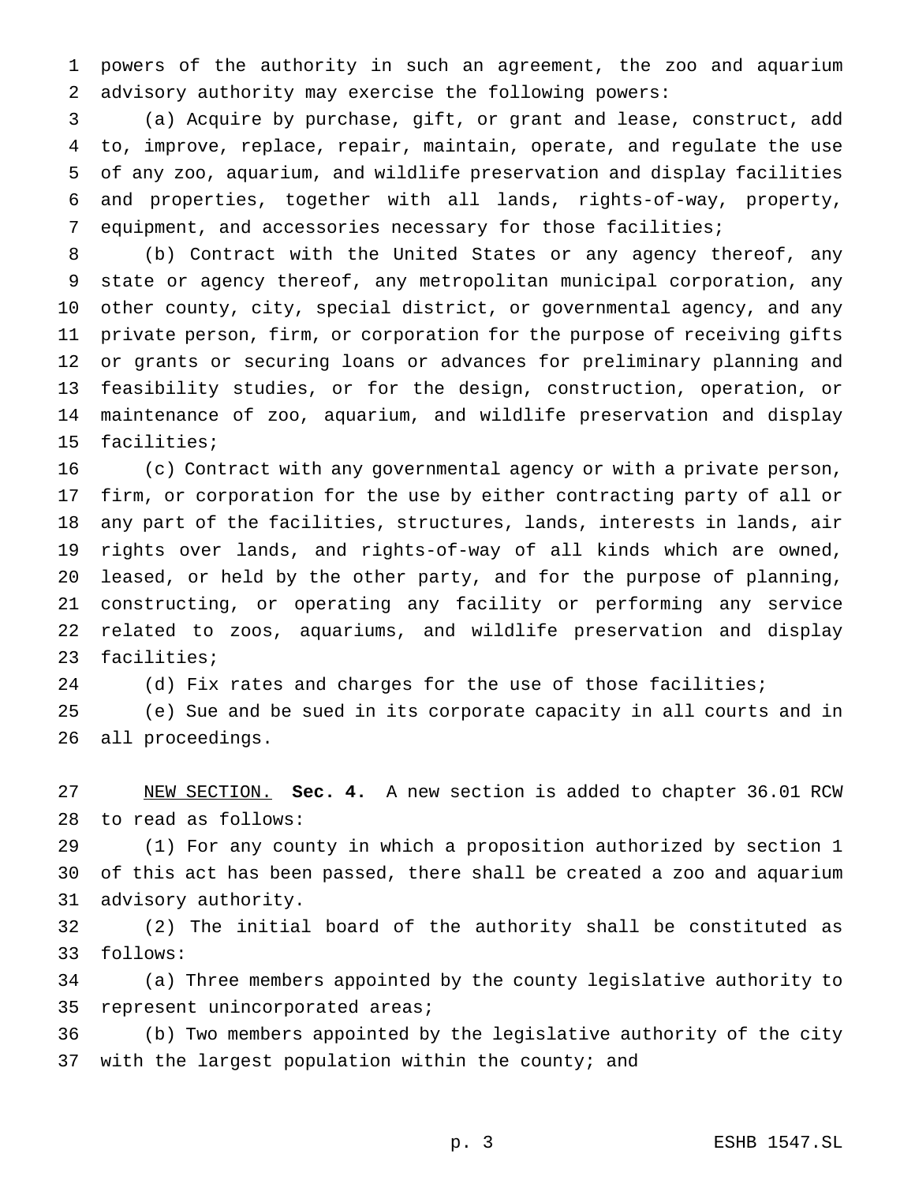powers of the authority in such an agreement, the zoo and aquarium advisory authority may exercise the following powers:

(a) Acquire by purchase, gift, or grant and lease, construct, add to, improve, replace, repair, maintain, operate, and regulate the use of any zoo, aquarium, and wildlife preservation and display facilities and properties, together with all lands, rights-of-way, property, equipment, and accessories necessary for those facilities;

(b) Contract with the United States or any agency thereof, any state or agency thereof, any metropolitan municipal corporation, any other county, city, special district, or governmental agency, and any private person, firm, or corporation for the purpose of receiving gifts or grants or securing loans or advances for preliminary planning and feasibility studies, or for the design, construction, operation, or maintenance of zoo, aquarium, and wildlife preservation and display facilities;

(c) Contract with any governmental agency or with a private person, firm, or corporation for the use by either contracting party of all or any part of the facilities, structures, lands, interests in lands, air rights over lands, and rights-of-way of all kinds which are owned, leased, or held by the other party, and for the purpose of planning, constructing, or operating any facility or performing any service related to zoos, aquariums, and wildlife preservation and display facilities;

(d) Fix rates and charges for the use of those facilities;

(e) Sue and be sued in its corporate capacity in all courts and in all proceedings.

NEW SECTION. **Sec. 4.** A new section is added to chapter 36.01 RCW to read as follows:

(1) For any county in which a proposition authorized by section 1 of this act has been passed, there shall be created a zoo and aquarium advisory authority.

(2) The initial board of the authority shall be constituted as follows:

(a) Three members appointed by the county legislative authority to represent unincorporated areas;

(b) Two members appointed by the legislative authority of the city with the largest population within the county; and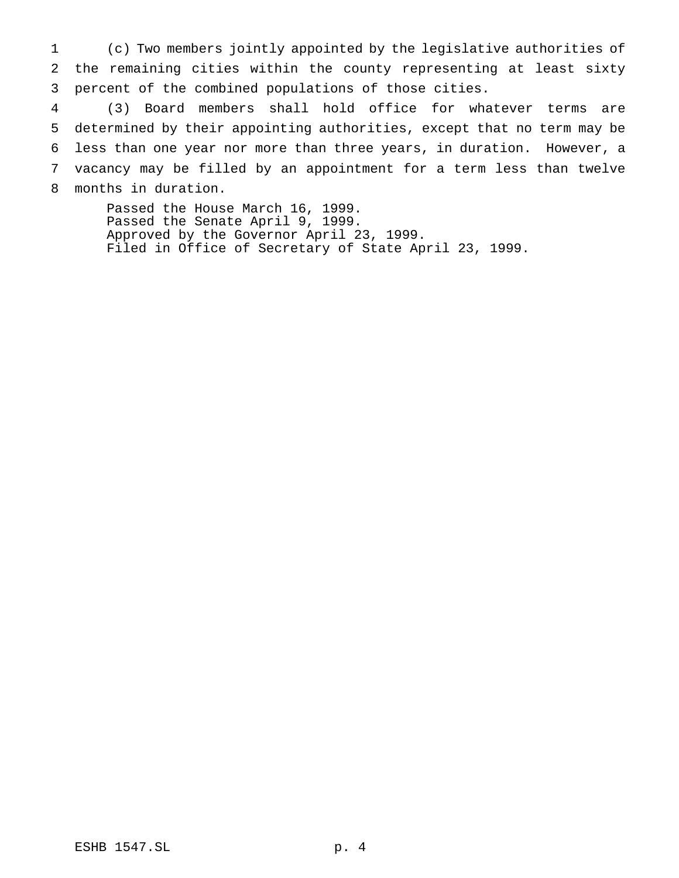(c) Two members jointly appointed by the legislative authorities of the remaining cities within the county representing at least sixty percent of the combined populations of those cities.

(3) Board members shall hold office for whatever terms are determined by their appointing authorities, except that no term may be less than one year nor more than three years, in duration. However, a vacancy may be filled by an appointment for a term less than twelve months in duration.

Passed the House March 16, 1999.
Passed the Senate April 9, 1999.
Approved by the Governor April 23, 1999.
Filed in Office of Secretary of State April 23, 1999.